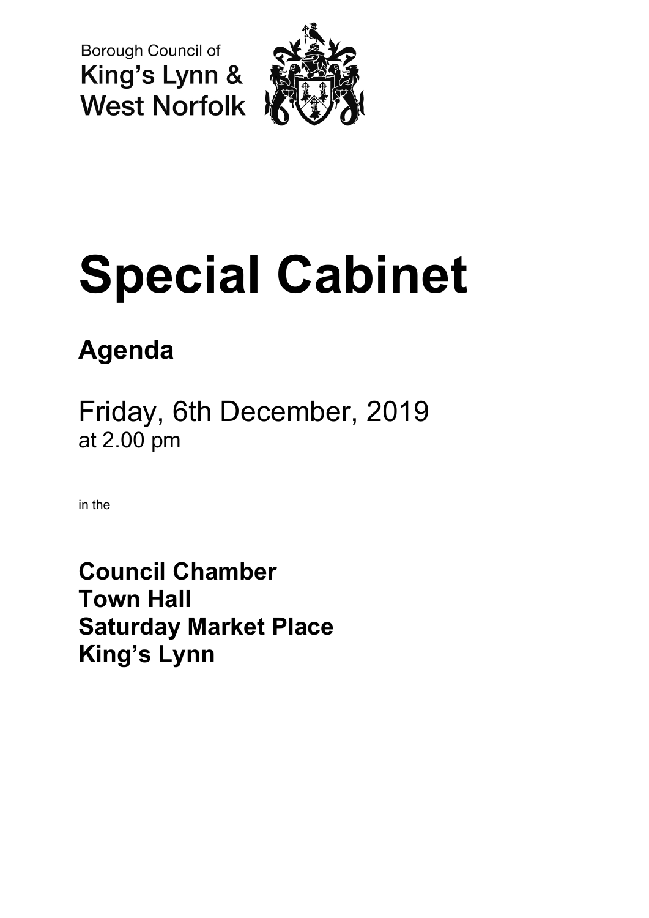Borough Council of
King's Lynn &
West Norfolk

# Special Cabinet

## Agenda

Friday, 6th December, 2019
at 2.00 pm

in the

**Council Chamber**
**Town Hall**
**Saturday Market Place**
**King's Lynn**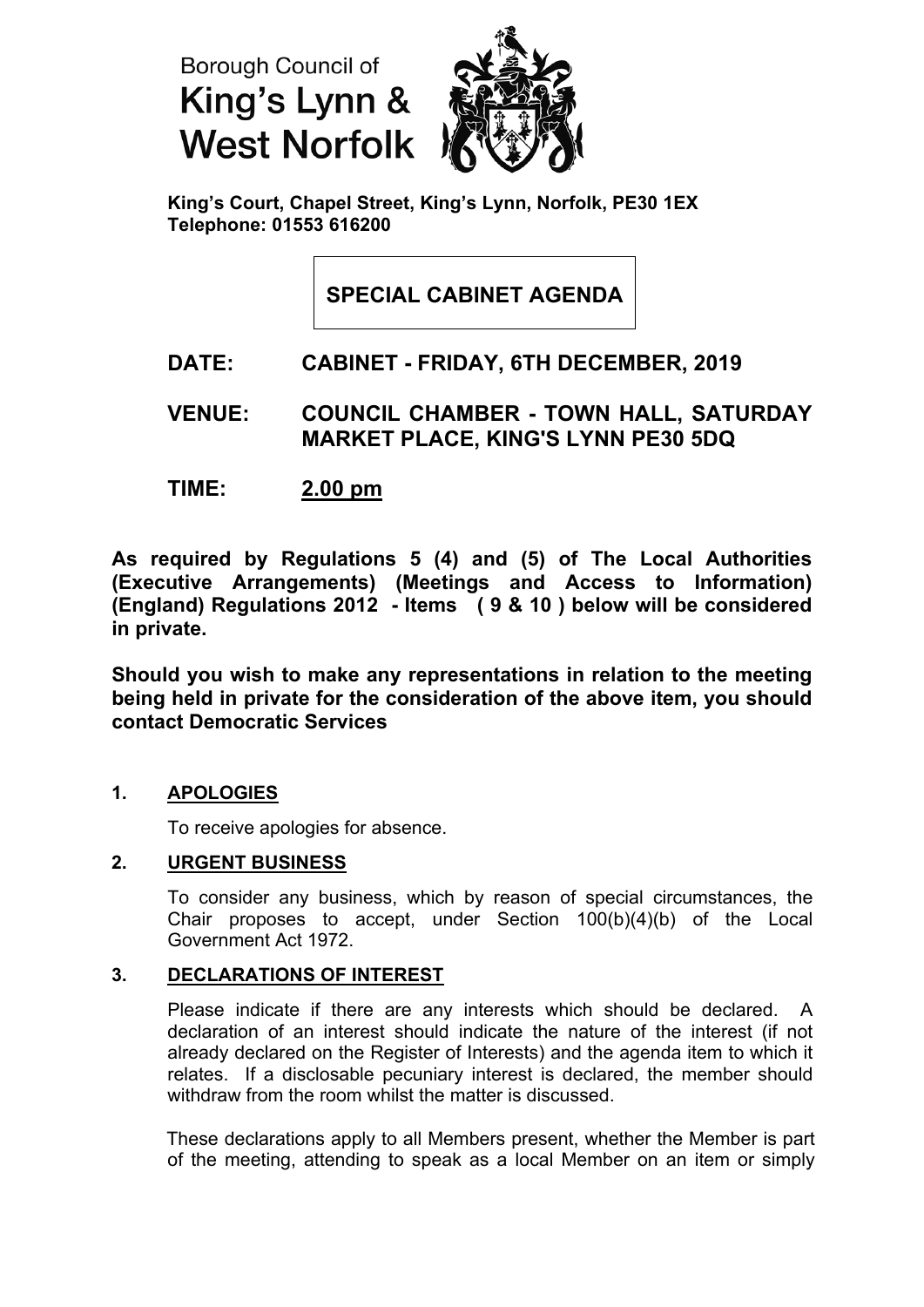Borough Council of
King's Lynn &
West Norfolk

**King's Court, Chapel Street, King's Lynn, Norfolk, PE30 1EX**
**Telephone: 01553 616200**

# SPECIAL CABINET AGENDA

**DATE: CABINET - FRIDAY, 6TH DECEMBER, 2019**

**VENUE: COUNCIL CHAMBER - TOWN HALL, SATURDAY MARKET PLACE, KING'S LYNN PE30 5DQ**

**TIME: 2.00 pm**

**As required by Regulations 5 (4) and (5) of The Local Authorities (Executive Arrangements) (Meetings and Access to Information) (England) Regulations 2012 - Items ( 9 & 10 ) below will be considered in private.**

**Should you wish to make any representations in relation to the meeting being held in private for the consideration of the above item, you should contact Democratic Services**

## 1. APOLOGIES

To receive apologies for absence.

## 2. URGENT BUSINESS

To consider any business, which by reason of special circumstances, the Chair proposes to accept, under Section 100(b)(4)(b) of the Local Government Act 1972.

## 3. DECLARATIONS OF INTEREST

Please indicate if there are any interests which should be declared. A declaration of an interest should indicate the nature of the interest (if not already declared on the Register of Interests) and the agenda item to which it relates. If a disclosable pecuniary interest is declared, the member should withdraw from the room whilst the matter is discussed.

These declarations apply to all Members present, whether the Member is part of the meeting, attending to speak as a local Member on an item or simply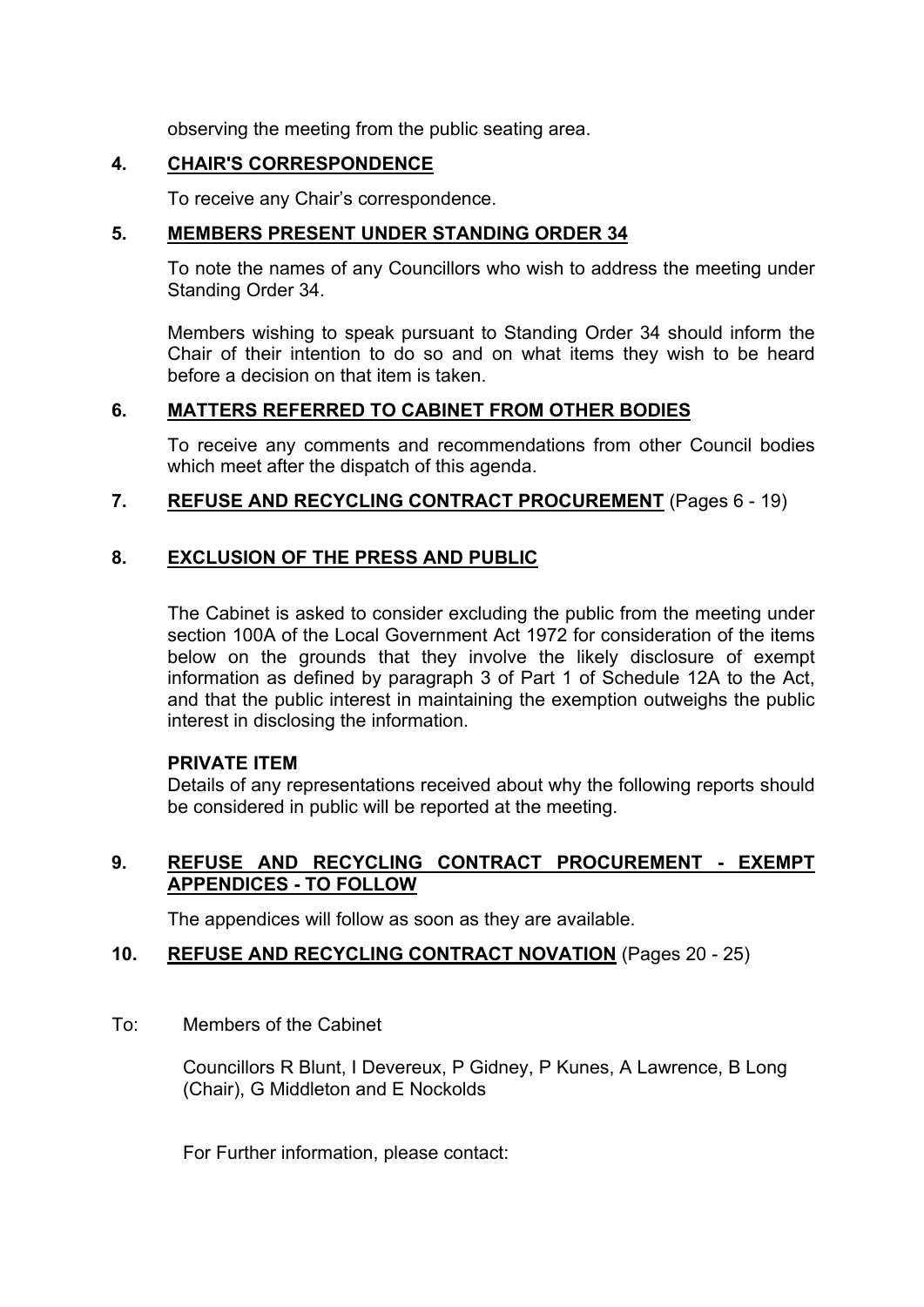observing the meeting from the public seating area.

**4. CHAIR'S CORRESPONDENCE**

To receive any Chair's correspondence.

**5. MEMBERS PRESENT UNDER STANDING ORDER 34**

To note the names of any Councillors who wish to address the meeting under Standing Order 34.

Members wishing to speak pursuant to Standing Order 34 should inform the Chair of their intention to do so and on what items they wish to be heard before a decision on that item is taken.

**6. MATTERS REFERRED TO CABINET FROM OTHER BODIES**

To receive any comments and recommendations from other Council bodies which meet after the dispatch of this agenda.

**7. REFUSE AND RECYCLING CONTRACT PROCUREMENT** (Pages 6 - 19)

**8. EXCLUSION OF THE PRESS AND PUBLIC**

The Cabinet is asked to consider excluding the public from the meeting under section 100A of the Local Government Act 1972 for consideration of the items below on the grounds that they involve the likely disclosure of exempt information as defined by paragraph 3 of Part 1 of Schedule 12A to the Act, and that the public interest in maintaining the exemption outweighs the public interest in disclosing the information.

**PRIVATE ITEM**

Details of any representations received about why the following reports should be considered in public will be reported at the meeting.

**9. REFUSE AND RECYCLING CONTRACT PROCUREMENT - EXEMPT APPENDICES - TO FOLLOW**

The appendices will follow as soon as they are available.

**10. REFUSE AND RECYCLING CONTRACT NOVATION** (Pages 20 - 25)

To: Members of the Cabinet

Councillors R Blunt, I Devereux, P Gidney, P Kunes, A Lawrence, B Long (Chair), G Middleton and E Nockolds

For Further information, please contact: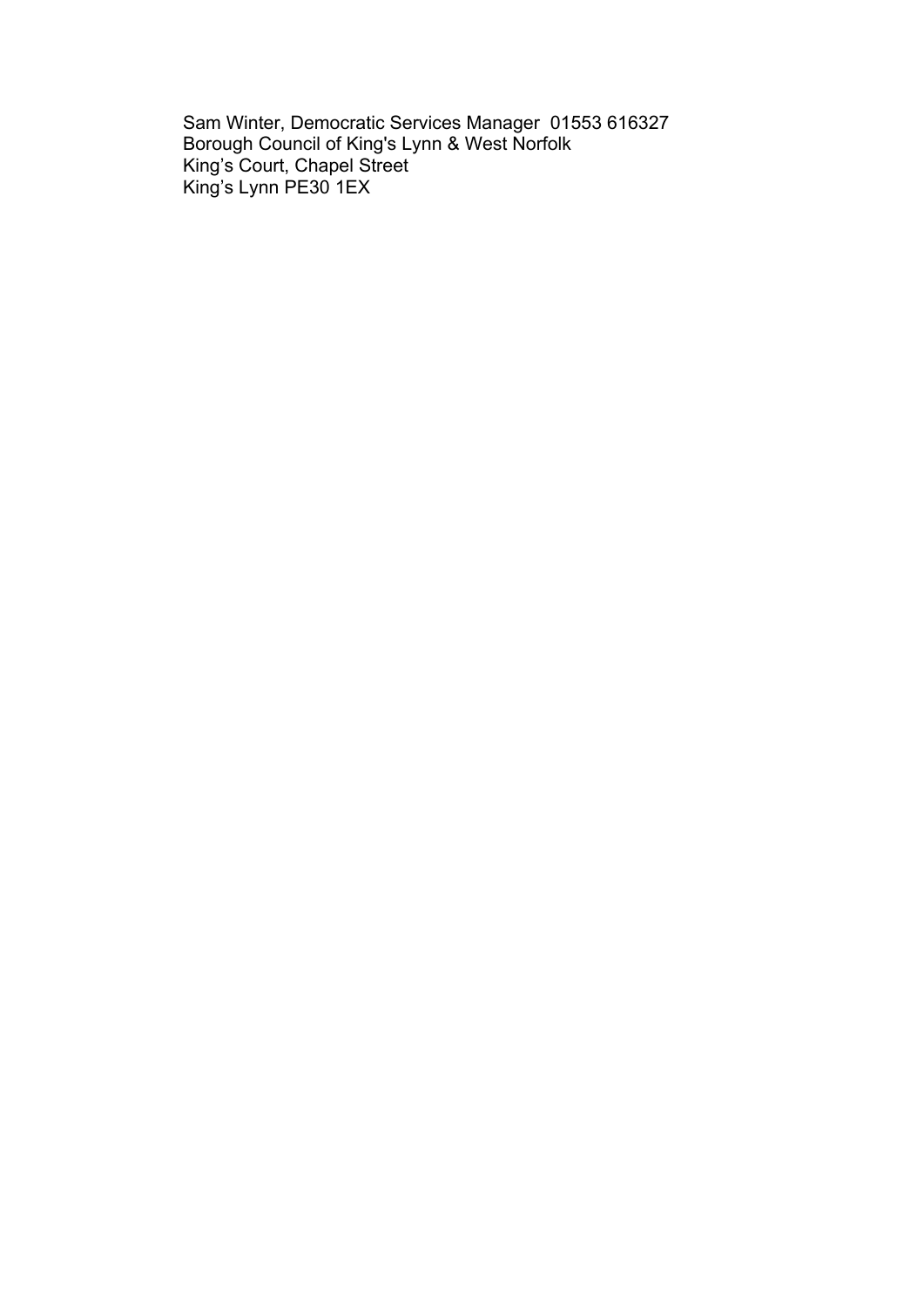Sam Winter, Democratic Services Manager 01553 616327
Borough Council of King's Lynn & West Norfolk
King's Court, Chapel Street
King's Lynn PE30 1EX